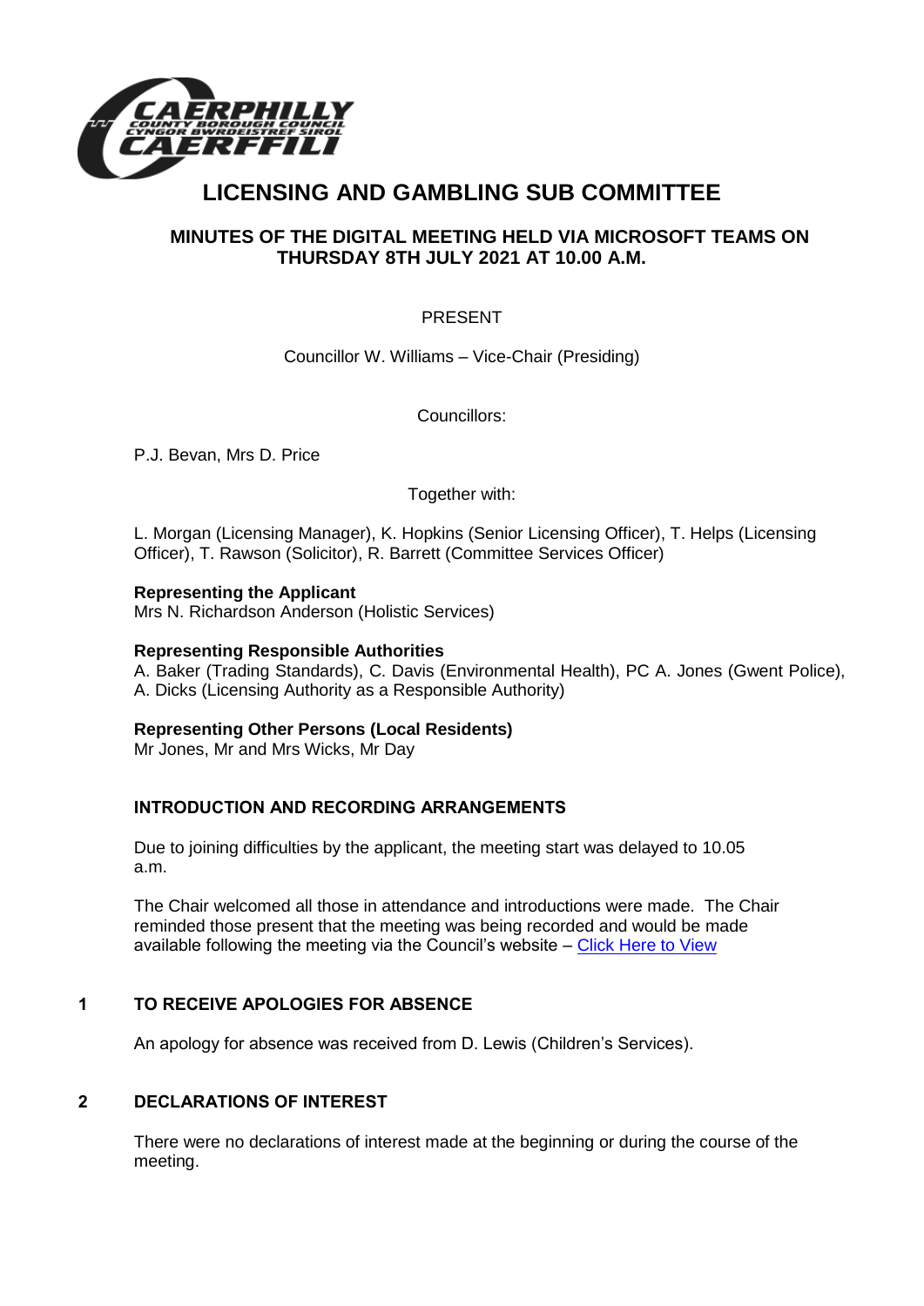# LICENSING AND GAMBLING SUB COMMITTEE

## MINUTES OF THE DIGITAL MEETING HELD VIA MICROSOFT TEAMS ON THURSDAY 8TH JULY 2021 AT 10.00 A.M.

PRESENT

Councillor W. Williams – Vice-Chair (Presiding)

Councillors:

P.J. Bevan, Mrs D. Price

Together with:

L. Morgan (Licensing Manager), K. Hopkins (Senior Licensing Officer), T. Helps (Licensing Officer), T. Rawson (Solicitor), R. Barrett (Committee Services Officer)

**Representing the Applicant**
Mrs N. Richardson Anderson (Holistic Services)

**Representing Responsible Authorities**
A. Baker (Trading Standards), C. Davis (Environmental Health), PC A. Jones (Gwent Police), A. Dicks (Licensing Authority as a Responsible Authority)

**Representing Other Persons (Local Residents)**
Mr Jones, Mr and Mrs Wicks, Mr Day

### INTRODUCTION AND RECORDING ARRANGEMENTS

Due to joining difficulties by the applicant, the meeting start was delayed to 10.05 a.m.

The Chair welcomed all those in attendance and introductions were made. The Chair reminded those present that the meeting was being recorded and would be made available following the meeting via the Council's website – Click Here to View

### 1 TO RECEIVE APOLOGIES FOR ABSENCE

An apology for absence was received from D. Lewis (Children's Services).

### 2 DECLARATIONS OF INTEREST

There were no declarations of interest made at the beginning or during the course of the meeting.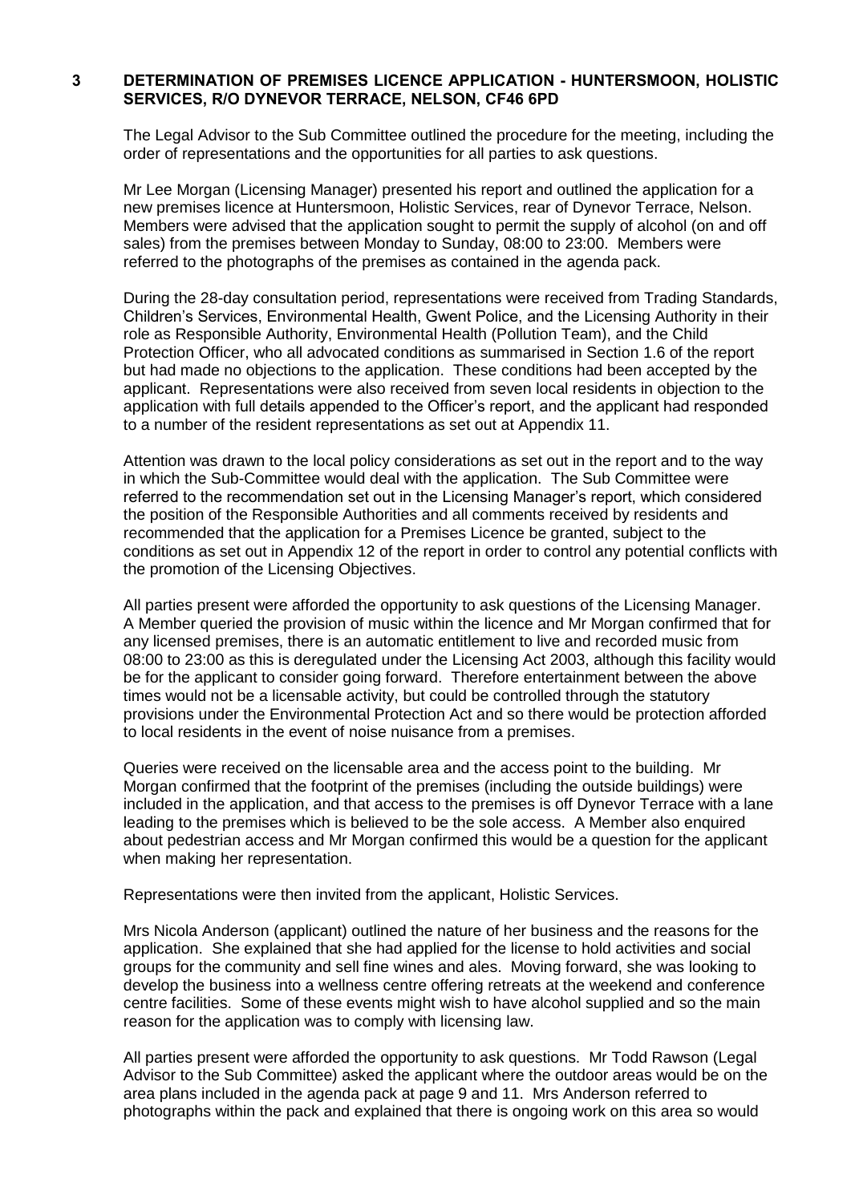## 3 DETERMINATION OF PREMISES LICENCE APPLICATION - HUNTERSMOON, HOLISTIC SERVICES, R/O DYNEVOR TERRACE, NELSON, CF46 6PD

The Legal Advisor to the Sub Committee outlined the procedure for the meeting, including the order of representations and the opportunities for all parties to ask questions.

Mr Lee Morgan (Licensing Manager) presented his report and outlined the application for a new premises licence at Huntersmoon, Holistic Services, rear of Dynevor Terrace, Nelson. Members were advised that the application sought to permit the supply of alcohol (on and off sales) from the premises between Monday to Sunday, 08:00 to 23:00. Members were referred to the photographs of the premises as contained in the agenda pack.

During the 28-day consultation period, representations were received from Trading Standards, Children's Services, Environmental Health, Gwent Police, and the Licensing Authority in their role as Responsible Authority, Environmental Health (Pollution Team), and the Child Protection Officer, who all advocated conditions as summarised in Section 1.6 of the report but had made no objections to the application. These conditions had been accepted by the applicant. Representations were also received from seven local residents in objection to the application with full details appended to the Officer's report, and the applicant had responded to a number of the resident representations as set out at Appendix 11.

Attention was drawn to the local policy considerations as set out in the report and to the way in which the Sub-Committee would deal with the application. The Sub Committee were referred to the recommendation set out in the Licensing Manager's report, which considered the position of the Responsible Authorities and all comments received by residents and recommended that the application for a Premises Licence be granted, subject to the conditions as set out in Appendix 12 of the report in order to control any potential conflicts with the promotion of the Licensing Objectives.

All parties present were afforded the opportunity to ask questions of the Licensing Manager. A Member queried the provision of music within the licence and Mr Morgan confirmed that for any licensed premises, there is an automatic entitlement to live and recorded music from 08:00 to 23:00 as this is deregulated under the Licensing Act 2003, although this facility would be for the applicant to consider going forward. Therefore entertainment between the above times would not be a licensable activity, but could be controlled through the statutory provisions under the Environmental Protection Act and so there would be protection afforded to local residents in the event of noise nuisance from a premises.

Queries were received on the licensable area and the access point to the building. Mr Morgan confirmed that the footprint of the premises (including the outside buildings) were included in the application, and that access to the premises is off Dynevor Terrace with a lane leading to the premises which is believed to be the sole access. A Member also enquired about pedestrian access and Mr Morgan confirmed this would be a question for the applicant when making her representation.

Representations were then invited from the applicant, Holistic Services.

Mrs Nicola Anderson (applicant) outlined the nature of her business and the reasons for the application. She explained that she had applied for the license to hold activities and social groups for the community and sell fine wines and ales. Moving forward, she was looking to develop the business into a wellness centre offering retreats at the weekend and conference centre facilities. Some of these events might wish to have alcohol supplied and so the main reason for the application was to comply with licensing law.

All parties present were afforded the opportunity to ask questions. Mr Todd Rawson (Legal Advisor to the Sub Committee) asked the applicant where the outdoor areas would be on the area plans included in the agenda pack at page 9 and 11. Mrs Anderson referred to photographs within the pack and explained that there is ongoing work on this area so would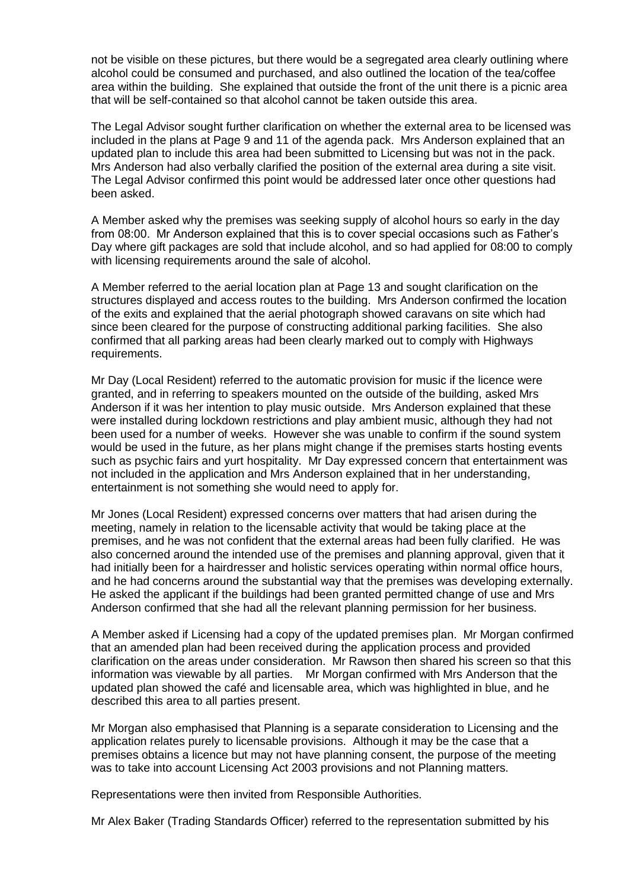not be visible on these pictures, but there would be a segregated area clearly outlining where alcohol could be consumed and purchased, and also outlined the location of the tea/coffee area within the building. She explained that outside the front of the unit there is a picnic area that will be self-contained so that alcohol cannot be taken outside this area.

The Legal Advisor sought further clarification on whether the external area to be licensed was included in the plans at Page 9 and 11 of the agenda pack. Mrs Anderson explained that an updated plan to include this area had been submitted to Licensing but was not in the pack. Mrs Anderson had also verbally clarified the position of the external area during a site visit. The Legal Advisor confirmed this point would be addressed later once other questions had been asked.

A Member asked why the premises was seeking supply of alcohol hours so early in the day from 08:00. Mr Anderson explained that this is to cover special occasions such as Father's Day where gift packages are sold that include alcohol, and so had applied for 08:00 to comply with licensing requirements around the sale of alcohol.

A Member referred to the aerial location plan at Page 13 and sought clarification on the structures displayed and access routes to the building. Mrs Anderson confirmed the location of the exits and explained that the aerial photograph showed caravans on site which had since been cleared for the purpose of constructing additional parking facilities. She also confirmed that all parking areas had been clearly marked out to comply with Highways requirements.

Mr Day (Local Resident) referred to the automatic provision for music if the licence were granted, and in referring to speakers mounted on the outside of the building, asked Mrs Anderson if it was her intention to play music outside. Mrs Anderson explained that these were installed during lockdown restrictions and play ambient music, although they had not been used for a number of weeks. However she was unable to confirm if the sound system would be used in the future, as her plans might change if the premises starts hosting events such as psychic fairs and yurt hospitality. Mr Day expressed concern that entertainment was not included in the application and Mrs Anderson explained that in her understanding, entertainment is not something she would need to apply for.

Mr Jones (Local Resident) expressed concerns over matters that had arisen during the meeting, namely in relation to the licensable activity that would be taking place at the premises, and he was not confident that the external areas had been fully clarified. He was also concerned around the intended use of the premises and planning approval, given that it had initially been for a hairdresser and holistic services operating within normal office hours, and he had concerns around the substantial way that the premises was developing externally. He asked the applicant if the buildings had been granted permitted change of use and Mrs Anderson confirmed that she had all the relevant planning permission for her business.

A Member asked if Licensing had a copy of the updated premises plan. Mr Morgan confirmed that an amended plan had been received during the application process and provided clarification on the areas under consideration. Mr Rawson then shared his screen so that this information was viewable by all parties. Mr Morgan confirmed with Mrs Anderson that the updated plan showed the café and licensable area, which was highlighted in blue, and he described this area to all parties present.

Mr Morgan also emphasised that Planning is a separate consideration to Licensing and the application relates purely to licensable provisions. Although it may be the case that a premises obtains a licence but may not have planning consent, the purpose of the meeting was to take into account Licensing Act 2003 provisions and not Planning matters.

Representations were then invited from Responsible Authorities.

Mr Alex Baker (Trading Standards Officer) referred to the representation submitted by his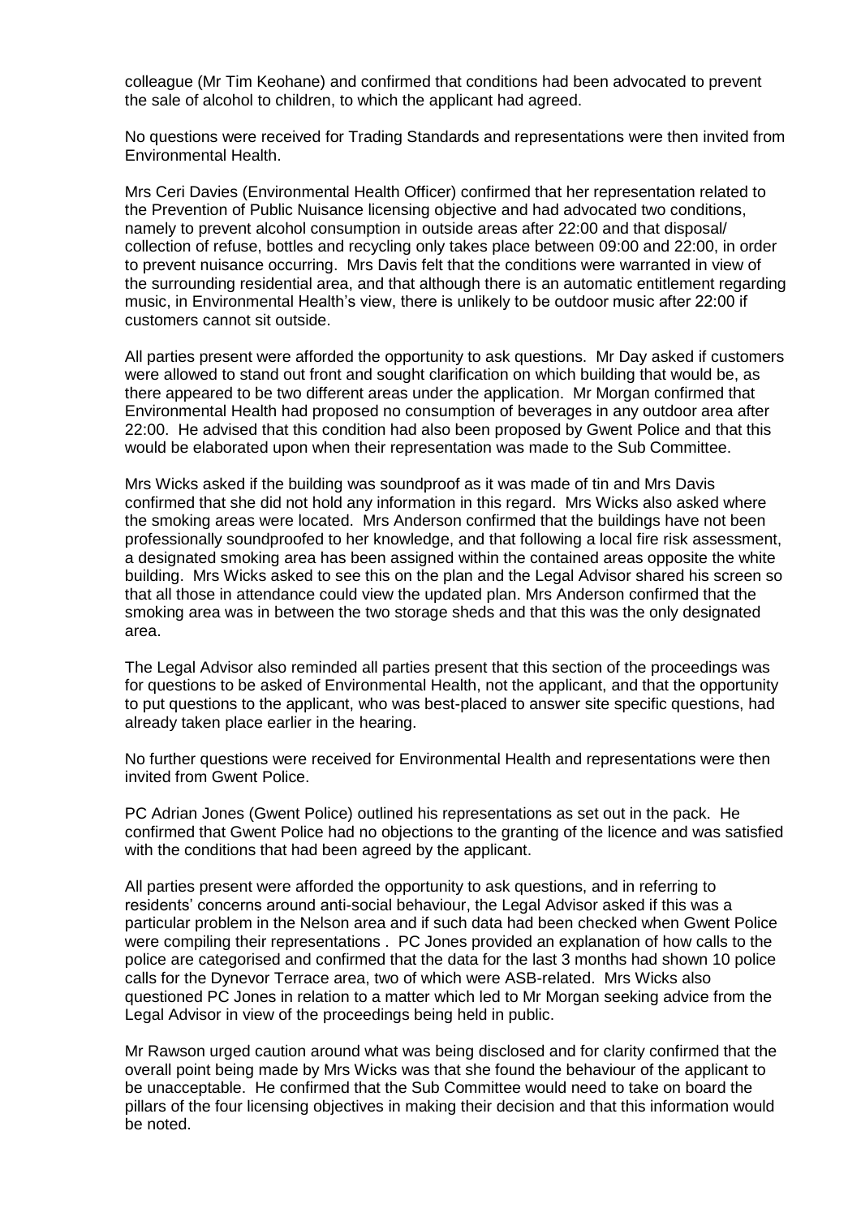colleague (Mr Tim Keohane) and confirmed that conditions had been advocated to prevent the sale of alcohol to children, to which the applicant had agreed.

No questions were received for Trading Standards and representations were then invited from Environmental Health.

Mrs Ceri Davies (Environmental Health Officer) confirmed that her representation related to the Prevention of Public Nuisance licensing objective and had advocated two conditions, namely to prevent alcohol consumption in outside areas after 22:00 and that disposal/ collection of refuse, bottles and recycling only takes place between 09:00 and 22:00, in order to prevent nuisance occurring. Mrs Davis felt that the conditions were warranted in view of the surrounding residential area, and that although there is an automatic entitlement regarding music, in Environmental Health's view, there is unlikely to be outdoor music after 22:00 if customers cannot sit outside.

All parties present were afforded the opportunity to ask questions. Mr Day asked if customers were allowed to stand out front and sought clarification on which building that would be, as there appeared to be two different areas under the application. Mr Morgan confirmed that Environmental Health had proposed no consumption of beverages in any outdoor area after 22:00. He advised that this condition had also been proposed by Gwent Police and that this would be elaborated upon when their representation was made to the Sub Committee.

Mrs Wicks asked if the building was soundproof as it was made of tin and Mrs Davis confirmed that she did not hold any information in this regard. Mrs Wicks also asked where the smoking areas were located. Mrs Anderson confirmed that the buildings have not been professionally soundproofed to her knowledge, and that following a local fire risk assessment, a designated smoking area has been assigned within the contained areas opposite the white building. Mrs Wicks asked to see this on the plan and the Legal Advisor shared his screen so that all those in attendance could view the updated plan. Mrs Anderson confirmed that the smoking area was in between the two storage sheds and that this was the only designated area.

The Legal Advisor also reminded all parties present that this section of the proceedings was for questions to be asked of Environmental Health, not the applicant, and that the opportunity to put questions to the applicant, who was best-placed to answer site specific questions, had already taken place earlier in the hearing.

No further questions were received for Environmental Health and representations were then invited from Gwent Police.

PC Adrian Jones (Gwent Police) outlined his representations as set out in the pack. He confirmed that Gwent Police had no objections to the granting of the licence and was satisfied with the conditions that had been agreed by the applicant.

All parties present were afforded the opportunity to ask questions, and in referring to residents' concerns around anti-social behaviour, the Legal Advisor asked if this was a particular problem in the Nelson area and if such data had been checked when Gwent Police were compiling their representations . PC Jones provided an explanation of how calls to the police are categorised and confirmed that the data for the last 3 months had shown 10 police calls for the Dynevor Terrace area, two of which were ASB-related. Mrs Wicks also questioned PC Jones in relation to a matter which led to Mr Morgan seeking advice from the Legal Advisor in view of the proceedings being held in public.

Mr Rawson urged caution around what was being disclosed and for clarity confirmed that the overall point being made by Mrs Wicks was that she found the behaviour of the applicant to be unacceptable. He confirmed that the Sub Committee would need to take on board the pillars of the four licensing objectives in making their decision and that this information would be noted.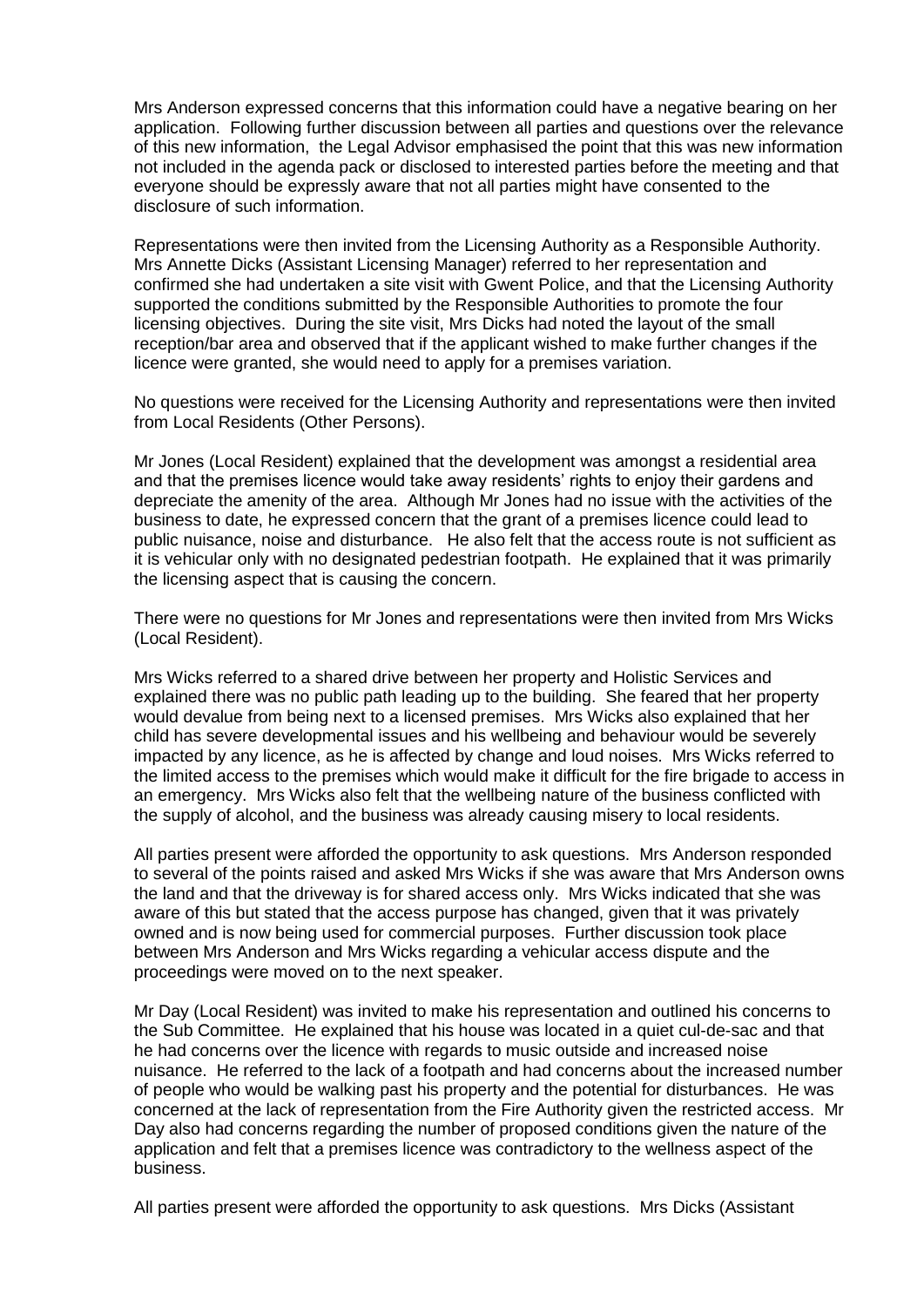Mrs Anderson expressed concerns that this information could have a negative bearing on her application. Following further discussion between all parties and questions over the relevance of this new information, the Legal Advisor emphasised the point that this was new information not included in the agenda pack or disclosed to interested parties before the meeting and that everyone should be expressly aware that not all parties might have consented to the disclosure of such information.

Representations were then invited from the Licensing Authority as a Responsible Authority. Mrs Annette Dicks (Assistant Licensing Manager) referred to her representation and confirmed she had undertaken a site visit with Gwent Police, and that the Licensing Authority supported the conditions submitted by the Responsible Authorities to promote the four licensing objectives. During the site visit, Mrs Dicks had noted the layout of the small reception/bar area and observed that if the applicant wished to make further changes if the licence were granted, she would need to apply for a premises variation.

No questions were received for the Licensing Authority and representations were then invited from Local Residents (Other Persons).

Mr Jones (Local Resident) explained that the development was amongst a residential area and that the premises licence would take away residents' rights to enjoy their gardens and depreciate the amenity of the area. Although Mr Jones had no issue with the activities of the business to date, he expressed concern that the grant of a premises licence could lead to public nuisance, noise and disturbance. He also felt that the access route is not sufficient as it is vehicular only with no designated pedestrian footpath. He explained that it was primarily the licensing aspect that is causing the concern.

There were no questions for Mr Jones and representations were then invited from Mrs Wicks (Local Resident).

Mrs Wicks referred to a shared drive between her property and Holistic Services and explained there was no public path leading up to the building. She feared that her property would devalue from being next to a licensed premises. Mrs Wicks also explained that her child has severe developmental issues and his wellbeing and behaviour would be severely impacted by any licence, as he is affected by change and loud noises. Mrs Wicks referred to the limited access to the premises which would make it difficult for the fire brigade to access in an emergency. Mrs Wicks also felt that the wellbeing nature of the business conflicted with the supply of alcohol, and the business was already causing misery to local residents.

All parties present were afforded the opportunity to ask questions. Mrs Anderson responded to several of the points raised and asked Mrs Wicks if she was aware that Mrs Anderson owns the land and that the driveway is for shared access only. Mrs Wicks indicated that she was aware of this but stated that the access purpose has changed, given that it was privately owned and is now being used for commercial purposes. Further discussion took place between Mrs Anderson and Mrs Wicks regarding a vehicular access dispute and the proceedings were moved on to the next speaker.

Mr Day (Local Resident) was invited to make his representation and outlined his concerns to the Sub Committee. He explained that his house was located in a quiet cul-de-sac and that he had concerns over the licence with regards to music outside and increased noise nuisance. He referred to the lack of a footpath and had concerns about the increased number of people who would be walking past his property and the potential for disturbances. He was concerned at the lack of representation from the Fire Authority given the restricted access. Mr Day also had concerns regarding the number of proposed conditions given the nature of the application and felt that a premises licence was contradictory to the wellness aspect of the business.

All parties present were afforded the opportunity to ask questions. Mrs Dicks (Assistant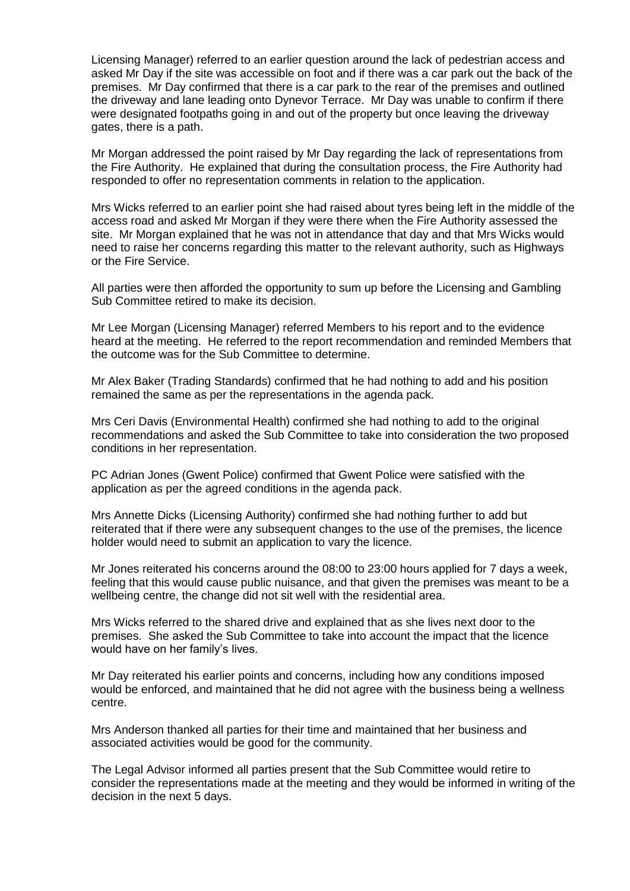Licensing Manager) referred to an earlier question around the lack of pedestrian access and asked Mr Day if the site was accessible on foot and if there was a car park out the back of the premises. Mr Day confirmed that there is a car park to the rear of the premises and outlined the driveway and lane leading onto Dynevor Terrace. Mr Day was unable to confirm if there were designated footpaths going in and out of the property but once leaving the driveway gates, there is a path.

Mr Morgan addressed the point raised by Mr Day regarding the lack of representations from the Fire Authority. He explained that during the consultation process, the Fire Authority had responded to offer no representation comments in relation to the application.

Mrs Wicks referred to an earlier point she had raised about tyres being left in the middle of the access road and asked Mr Morgan if they were there when the Fire Authority assessed the site. Mr Morgan explained that he was not in attendance that day and that Mrs Wicks would need to raise her concerns regarding this matter to the relevant authority, such as Highways or the Fire Service.

All parties were then afforded the opportunity to sum up before the Licensing and Gambling Sub Committee retired to make its decision.

Mr Lee Morgan (Licensing Manager) referred Members to his report and to the evidence heard at the meeting. He referred to the report recommendation and reminded Members that the outcome was for the Sub Committee to determine.

Mr Alex Baker (Trading Standards) confirmed that he had nothing to add and his position remained the same as per the representations in the agenda pack.

Mrs Ceri Davis (Environmental Health) confirmed she had nothing to add to the original recommendations and asked the Sub Committee to take into consideration the two proposed conditions in her representation.

PC Adrian Jones (Gwent Police) confirmed that Gwent Police were satisfied with the application as per the agreed conditions in the agenda pack.

Mrs Annette Dicks (Licensing Authority) confirmed she had nothing further to add but reiterated that if there were any subsequent changes to the use of the premises, the licence holder would need to submit an application to vary the licence.

Mr Jones reiterated his concerns around the 08:00 to 23:00 hours applied for 7 days a week, feeling that this would cause public nuisance, and that given the premises was meant to be a wellbeing centre, the change did not sit well with the residential area.

Mrs Wicks referred to the shared drive and explained that as she lives next door to the premises. She asked the Sub Committee to take into account the impact that the licence would have on her family's lives.

Mr Day reiterated his earlier points and concerns, including how any conditions imposed would be enforced, and maintained that he did not agree with the business being a wellness centre.

Mrs Anderson thanked all parties for their time and maintained that her business and associated activities would be good for the community.

The Legal Advisor informed all parties present that the Sub Committee would retire to consider the representations made at the meeting and they would be informed in writing of the decision in the next 5 days.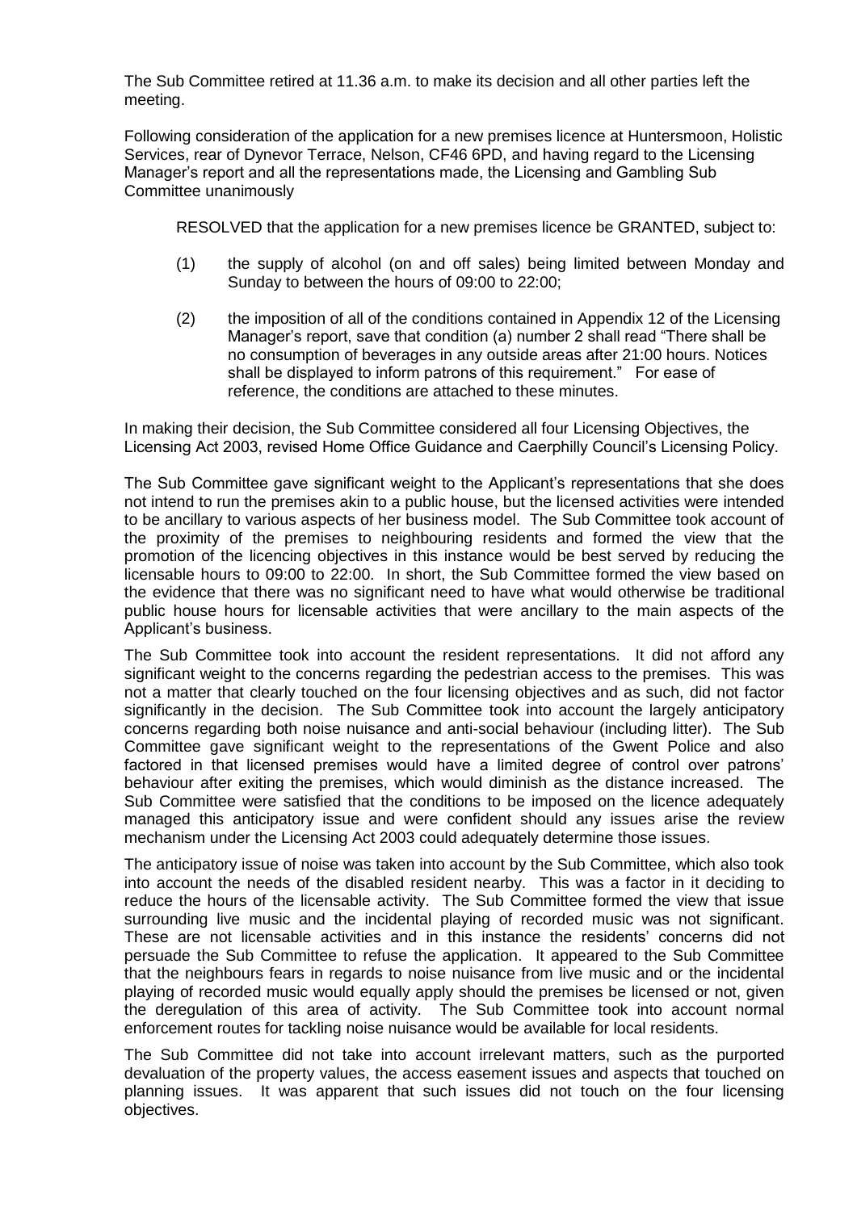The Sub Committee retired at 11.36 a.m. to make its decision and all other parties left the meeting.

Following consideration of the application for a new premises licence at Huntersmoon, Holistic Services, rear of Dynevor Terrace, Nelson, CF46 6PD, and having regard to the Licensing Manager's report and all the representations made, the Licensing and Gambling Sub Committee unanimously

> RESOLVED that the application for a new premises licence be GRANTED, subject to:
>
> (1) the supply of alcohol (on and off sales) being limited between Monday and Sunday to between the hours of 09:00 to 22:00;
>
> (2) the imposition of all of the conditions contained in Appendix 12 of the Licensing Manager's report, save that condition (a) number 2 shall read "There shall be no consumption of beverages in any outside areas after 21:00 hours. Notices shall be displayed to inform patrons of this requirement." For ease of reference, the conditions are attached to these minutes.

In making their decision, the Sub Committee considered all four Licensing Objectives, the Licensing Act 2003, revised Home Office Guidance and Caerphilly Council's Licensing Policy.

The Sub Committee gave significant weight to the Applicant's representations that she does not intend to run the premises akin to a public house, but the licensed activities were intended to be ancillary to various aspects of her business model. The Sub Committee took account of the proximity of the premises to neighbouring residents and formed the view that the promotion of the licencing objectives in this instance would be best served by reducing the licensable hours to 09:00 to 22:00. In short, the Sub Committee formed the view based on the evidence that there was no significant need to have what would otherwise be traditional public house hours for licensable activities that were ancillary to the main aspects of the Applicant's business.

The Sub Committee took into account the resident representations. It did not afford any significant weight to the concerns regarding the pedestrian access to the premises. This was not a matter that clearly touched on the four licensing objectives and as such, did not factor significantly in the decision. The Sub Committee took into account the largely anticipatory concerns regarding both noise nuisance and anti-social behaviour (including litter). The Sub Committee gave significant weight to the representations of the Gwent Police and also factored in that licensed premises would have a limited degree of control over patrons' behaviour after exiting the premises, which would diminish as the distance increased. The Sub Committee were satisfied that the conditions to be imposed on the licence adequately managed this anticipatory issue and were confident should any issues arise the review mechanism under the Licensing Act 2003 could adequately determine those issues.

The anticipatory issue of noise was taken into account by the Sub Committee, which also took into account the needs of the disabled resident nearby. This was a factor in it deciding to reduce the hours of the licensable activity. The Sub Committee formed the view that issue surrounding live music and the incidental playing of recorded music was not significant. These are not licensable activities and in this instance the residents' concerns did not persuade the Sub Committee to refuse the application. It appeared to the Sub Committee that the neighbours fears in regards to noise nuisance from live music and or the incidental playing of recorded music would equally apply should the premises be licensed or not, given the deregulation of this area of activity. The Sub Committee took into account normal enforcement routes for tackling noise nuisance would be available for local residents.

The Sub Committee did not take into account irrelevant matters, such as the purported devaluation of the property values, the access easement issues and aspects that touched on planning issues. It was apparent that such issues did not touch on the four licensing objectives.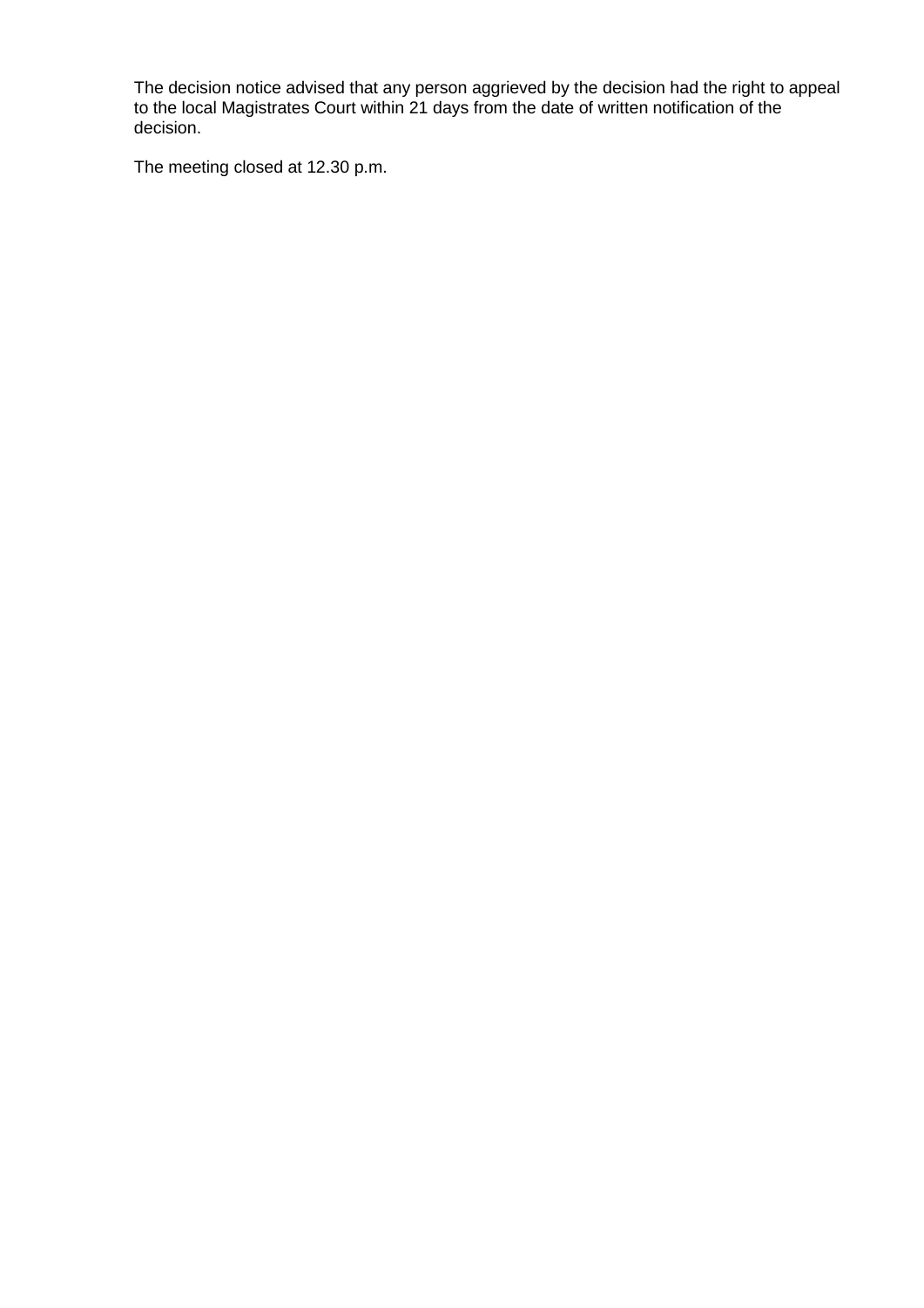The decision notice advised that any person aggrieved by the decision had the right to appeal to the local Magistrates Court within 21 days from the date of written notification of the decision.

The meeting closed at 12.30 p.m.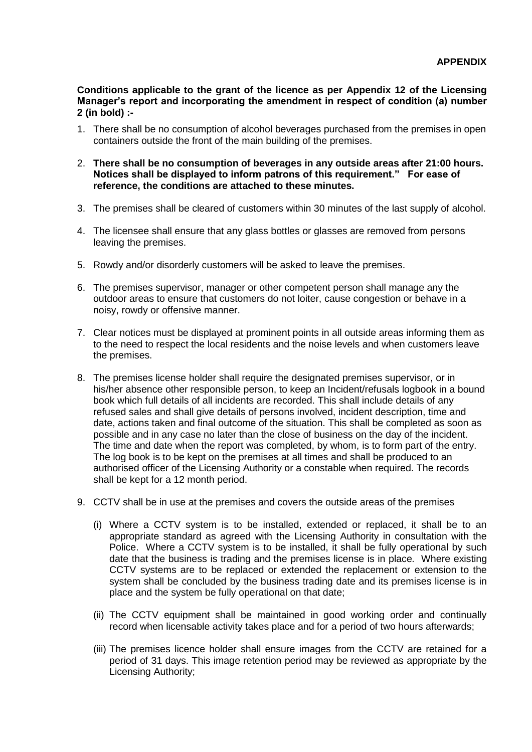**APPENDIX**

**Conditions applicable to the grant of the licence as per Appendix 12 of the Licensing Manager's report and incorporating the amendment in respect of condition (a) number 2 (in bold) :-**

1. There shall be no consumption of alcohol beverages purchased from the premises in open containers outside the front of the main building of the premises.

2. **There shall be no consumption of beverages in any outside areas after 21:00 hours. Notices shall be displayed to inform patrons of this requirement." For ease of reference, the conditions are attached to these minutes.**

3. The premises shall be cleared of customers within 30 minutes of the last supply of alcohol.

4. The licensee shall ensure that any glass bottles or glasses are removed from persons leaving the premises.

5. Rowdy and/or disorderly customers will be asked to leave the premises.

6. The premises supervisor, manager or other competent person shall manage any the outdoor areas to ensure that customers do not loiter, cause congestion or behave in a noisy, rowdy or offensive manner.

7. Clear notices must be displayed at prominent points in all outside areas informing them as to the need to respect the local residents and the noise levels and when customers leave the premises.

8. The premises license holder shall require the designated premises supervisor, or in his/her absence other responsible person, to keep an Incident/refusals logbook in a bound book which full details of all incidents are recorded. This shall include details of any refused sales and shall give details of persons involved, incident description, time and date, actions taken and final outcome of the situation. This shall be completed as soon as possible and in any case no later than the close of business on the day of the incident. The time and date when the report was completed, by whom, is to form part of the entry. The log book is to be kept on the premises at all times and shall be produced to an authorised officer of the Licensing Authority or a constable when required. The records shall be kept for a 12 month period.

9. CCTV shall be in use at the premises and covers the outside areas of the premises

   (i) Where a CCTV system is to be installed, extended or replaced, it shall be to an appropriate standard as agreed with the Licensing Authority in consultation with the Police. Where a CCTV system is to be installed, it shall be fully operational by such date that the business is trading and the premises license is in place. Where existing CCTV systems are to be replaced or extended the replacement or extension to the system shall be concluded by the business trading date and its premises license is in place and the system be fully operational on that date;

   (ii) The CCTV equipment shall be maintained in good working order and continually record when licensable activity takes place and for a period of two hours afterwards;

   (iii) The premises licence holder shall ensure images from the CCTV are retained for a period of 31 days. This image retention period may be reviewed as appropriate by the Licensing Authority;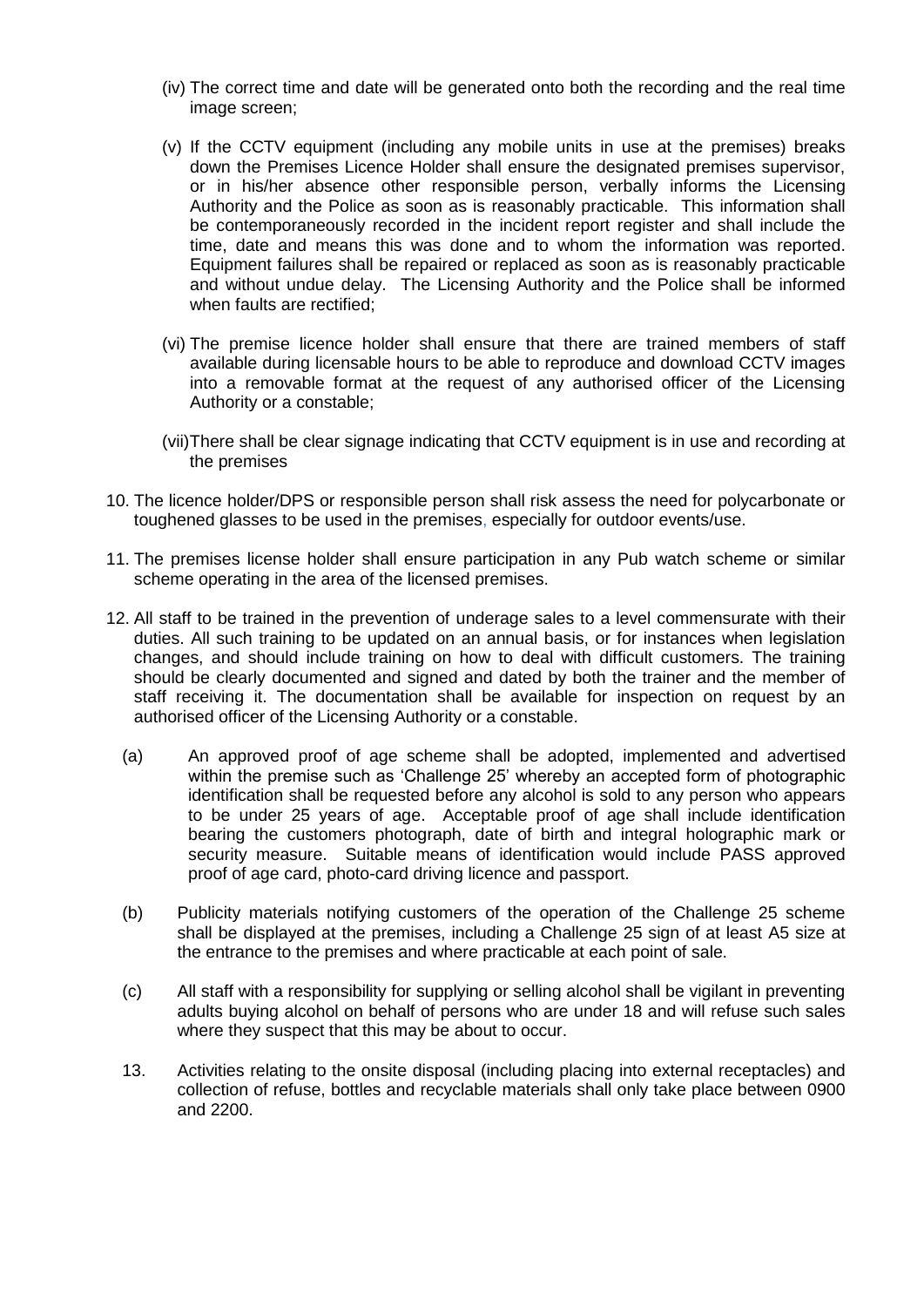(iv) The correct time and date will be generated onto both the recording and the real time image screen;

(v) If the CCTV equipment (including any mobile units in use at the premises) breaks down the Premises Licence Holder shall ensure the designated premises supervisor, or in his/her absence other responsible person, verbally informs the Licensing Authority and the Police as soon as is reasonably practicable. This information shall be contemporaneously recorded in the incident report register and shall include the time, date and means this was done and to whom the information was reported. Equipment failures shall be repaired or replaced as soon as is reasonably practicable and without undue delay. The Licensing Authority and the Police shall be informed when faults are rectified;

(vi) The premise licence holder shall ensure that there are trained members of staff available during licensable hours to be able to reproduce and download CCTV images into a removable format at the request of any authorised officer of the Licensing Authority or a constable;

(vii) There shall be clear signage indicating that CCTV equipment is in use and recording at the premises

10. The licence holder/DPS or responsible person shall risk assess the need for polycarbonate or toughened glasses to be used in the premises, especially for outdoor events/use.

11. The premises license holder shall ensure participation in any Pub watch scheme or similar scheme operating in the area of the licensed premises.

12. All staff to be trained in the prevention of underage sales to a level commensurate with their duties. All such training to be updated on an annual basis, or for instances when legislation changes, and should include training on how to deal with difficult customers. The training should be clearly documented and signed and dated by both the trainer and the member of staff receiving it. The documentation shall be available for inspection on request by an authorised officer of the Licensing Authority or a constable.

   (a) An approved proof of age scheme shall be adopted, implemented and advertised within the premise such as 'Challenge 25' whereby an accepted form of photographic identification shall be requested before any alcohol is sold to any person who appears to be under 25 years of age. Acceptable proof of age shall include identification bearing the customers photograph, date of birth and integral holographic mark or security measure. Suitable means of identification would include PASS approved proof of age card, photo-card driving licence and passport.

   (b) Publicity materials notifying customers of the operation of the Challenge 25 scheme shall be displayed at the premises, including a Challenge 25 sign of at least A5 size at the entrance to the premises and where practicable at each point of sale.

   (c) All staff with a responsibility for supplying or selling alcohol shall be vigilant in preventing adults buying alcohol on behalf of persons who are under 18 and will refuse such sales where they suspect that this may be about to occur.

13. Activities relating to the onsite disposal (including placing into external receptacles) and collection of refuse, bottles and recyclable materials shall only take place between 0900 and 2200.